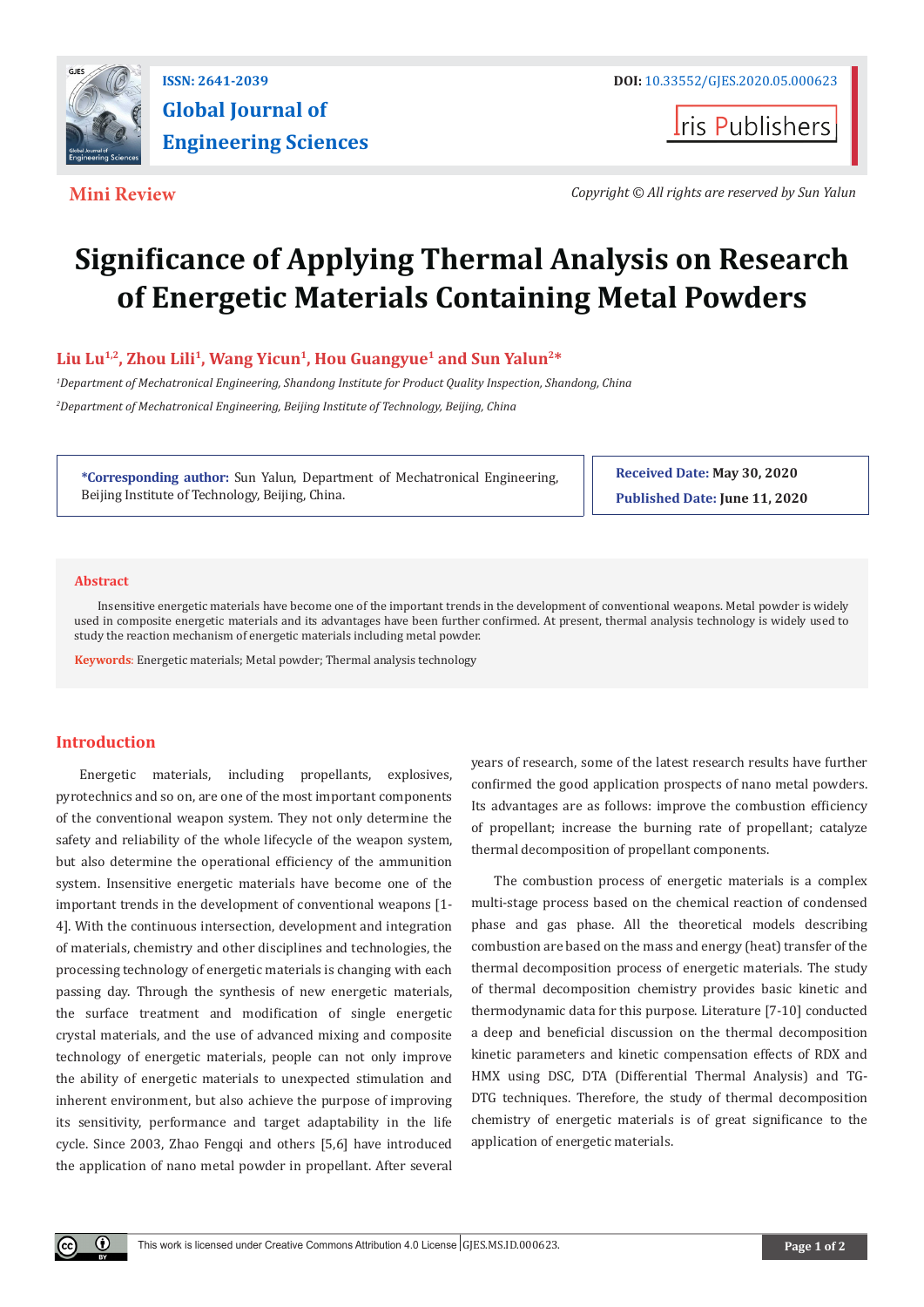ISSN: 2641-2039

# Global Journal of Engineering Sciences

DOI: 10.33552/GJES.2020.05.000623

Iris Publishers

**Mini Review**

*Copyright © All rights are reserved by Sun Yalun*

# Significance of Applying Thermal Analysis on Research of Energetic Materials Containing Metal Powders

**Liu Lu[1,2], Zhou Lili[1], Wang Yicun[1], Hou Guangyue[1] and Sun Yalun[2]***

*[1]Department of Mechatronical Engineering, Shandong Institute for Product Quality Inspection, Shandong, China*

*[2]Department of Mechatronical Engineering, Beijing Institute of Technology, Beijing, China*

**\*Corresponding author:** Sun Yalun, Department of Mechatronical Engineering, Beijing Institute of Technology, Beijing, China.

**Received Date:** May 30, 2020

**Published Date:** June 11, 2020

## Abstract

Insensitive energetic materials have become one of the important trends in the development of conventional weapons. Metal powder is widely used in composite energetic materials and its advantages have been further confirmed. At present, thermal analysis technology is widely used to study the reaction mechanism of energetic materials including metal powder.

**Keywords**: Energetic materials; Metal powder; Thermal analysis technology

## Introduction

Energetic materials, including propellants, explosives, pyrotechnics and so on, are one of the most important components of the conventional weapon system. They not only determine the safety and reliability of the whole lifecycle of the weapon system, but also determine the operational efficiency of the ammunition system. Insensitive energetic materials have become one of the important trends in the development of conventional weapons [1-4]. With the continuous intersection, development and integration of materials, chemistry and other disciplines and technologies, the processing technology of energetic materials is changing with each passing day. Through the synthesis of new energetic materials, the surface treatment and modification of single energetic crystal materials, and the use of advanced mixing and composite technology of energetic materials, people can not only improve the ability of energetic materials to unexpected stimulation and inherent environment, but also achieve the purpose of improving its sensitivity, performance and target adaptability in the life cycle. Since 2003, Zhao Fengqi and others [5,6] have introduced the application of nano metal powder in propellant. After several years of research, some of the latest research results have further confirmed the good application prospects of nano metal powders. Its advantages are as follows: improve the combustion efficiency of propellant; increase the burning rate of propellant; catalyze thermal decomposition of propellant components.

The combustion process of energetic materials is a complex multi-stage process based on the chemical reaction of condensed phase and gas phase. All the theoretical models describing combustion are based on the mass and energy (heat) transfer of the thermal decomposition process of energetic materials. The study of thermal decomposition chemistry provides basic kinetic and thermodynamic data for this purpose. Literature [7-10] conducted a deep and beneficial discussion on the thermal decomposition kinetic parameters and kinetic compensation effects of RDX and HMX using DSC, DTA (Differential Thermal Analysis) and TG-DTG techniques. Therefore, the study of thermal decomposition chemistry of energetic materials is of great significance to the application of energetic materials.

This work is licensed under Creative Commons Attribution 4.0 License GJES.MS.ID.000623.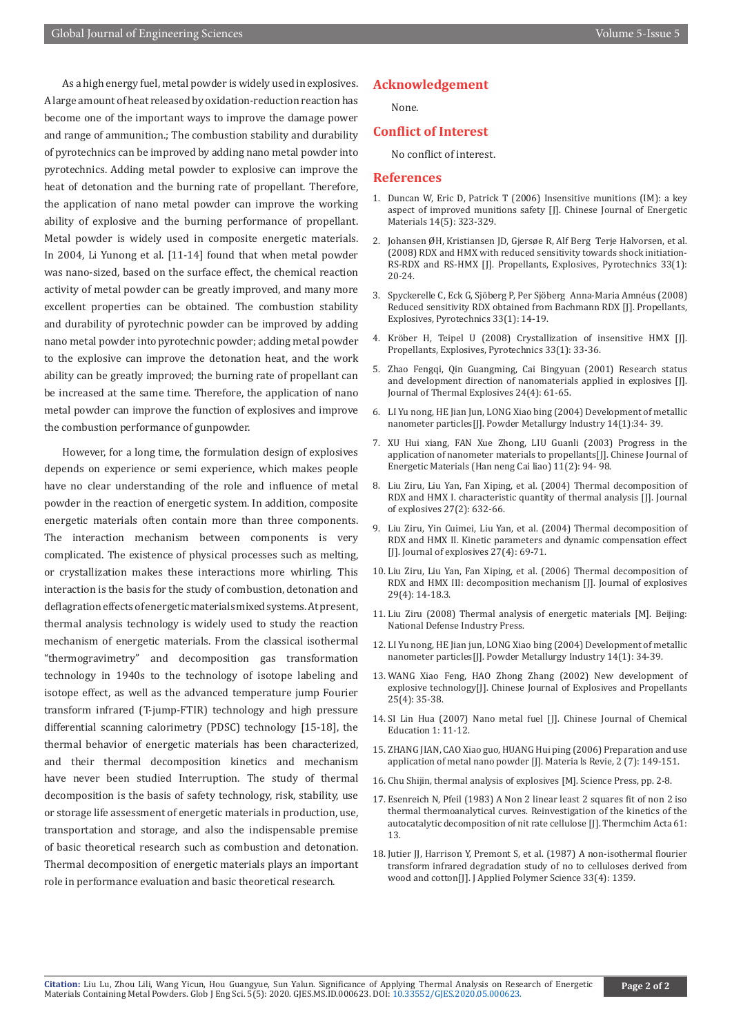As a high energy fuel, metal powder is widely used in explosives. A large amount of heat released by oxidation-reduction reaction has become one of the important ways to improve the damage power and range of ammunition.; The combustion stability and durability of pyrotechnics can be improved by adding nano metal powder into pyrotechnics. Adding metal powder to explosive can improve the heat of detonation and the burning rate of propellant. Therefore, the application of nano metal powder can improve the working ability of explosive and the burning performance of propellant. Metal powder is widely used in composite energetic materials. In 2004, Li Yunong et al. [11-14] found that when metal powder was nano-sized, based on the surface effect, the chemical reaction activity of metal powder can be greatly improved, and many more excellent properties can be obtained. The combustion stability and durability of pyrotechnic powder can be improved by adding nano metal powder into pyrotechnic powder; adding metal powder to the explosive can improve the detonation heat, and the work ability can be greatly improved; the burning rate of propellant can be increased at the same time. Therefore, the application of nano metal powder can improve the function of explosives and improve the combustion performance of gunpowder.

However, for a long time, the formulation design of explosives depends on experience or semi experience, which makes people have no clear understanding of the role and influence of metal powder in the reaction of energetic system. In addition, composite energetic materials often contain more than three components. The interaction mechanism between components is very complicated. The existence of physical processes such as melting, or crystallization makes these interactions more whirling. This interaction is the basis for the study of combustion, detonation and deflagration effects of energetic materials mixed systems. At present, thermal analysis technology is widely used to study the reaction mechanism of energetic materials. From the classical isothermal "thermogravimetry" and decomposition gas transformation technology in 1940s to the technology of isotope labeling and isotope effect, as well as the advanced temperature jump Fourier transform infrared (T-jump-FTIR) technology and high pressure differential scanning calorimetry (PDSC) technology [15-18], the thermal behavior of energetic materials has been characterized, and their thermal decomposition kinetics and mechanism have never been studied Interruption. The study of thermal decomposition is the basis of safety technology, risk, stability, use or storage life assessment of energetic materials in production, use, transportation and storage, and also the indispensable premise of basic theoretical research such as combustion and detonation. Thermal decomposition of energetic materials plays an important role in performance evaluation and basic theoretical research.

## Acknowledgement

None.

## Conflict of Interest

No conflict of interest.

## References

1. Duncan W, Eric D, Patrick T (2006) Insensitive munitions (IM): a key aspect of improved munitions safety [J]. Chinese Journal of Energetic Materials 14(5): 323-329.
2. Johansen ØH, Kristiansen JD, Gjersøe R, Alf Berg Terje Halvorsen, et al. (2008) RDX and HMX with reduced sensitivity towards shock initiation-RS-RDX and RS-HMX [J]. Propellants, Explosives, Pyrotechnics 33(1): 20-24.
3. Spyckerelle C, Eck G, Sjöberg P, Per Sjöberg Anna-Maria Amnéus (2008) Reduced sensitivity RDX obtained from Bachmann RDX [J]. Propellants, Explosives, Pyrotechnics 33(1): 14-19.
4. Kröber H, Teipel U (2008) Crystallization of insensitive HMX [J]. Propellants, Explosives, Pyrotechnics 33(1): 33-36.
5. Zhao Fengqi, Qin Guangming, Cai Bingyuan (2001) Research status and development direction of nanomaterials applied in explosives [J]. Journal of Thermal Explosives 24(4): 61-65.
6. LI Yu nong, HE Jian Jun, LONG Xiao bing (2004) Development of metallic nanometer particles[J]. Powder Metallurgy Industry 14(1):34- 39.
7. XU Hui xiang, FAN Xue Zhong, LIU Guanli (2003) Progress in the application of nanometer materials to propellants[J]. Chinese Journal of Energetic Materials (Han neng Cai liao) 11(2): 94- 98.
8. Liu Ziru, Liu Yan, Fan Xiping, et al. (2004) Thermal decomposition of RDX and HMX I. characteristic quantity of thermal analysis [J]. Journal of explosives 27(2): 632-66.
9. Liu Ziru, Yin Cuimei, Liu Yan, et al. (2004) Thermal decomposition of RDX and HMX II. Kinetic parameters and dynamic compensation effect [J]. Journal of explosives 27(4): 69-71.
10. Liu Ziru, Liu Yan, Fan Xiping, et al. (2006) Thermal decomposition of RDX and HMX III: decomposition mechanism [J]. Journal of explosives 29(4): 14-18.3.
11. Liu Ziru (2008) Thermal analysis of energetic materials [M]. Beijing: National Defense Industry Press.
12. LI Yu nong, HE Jian jun, LONG Xiao bing (2004) Development of metallic nanometer particles[J]. Powder Metallurgy Industry 14(1): 34-39.
13. WANG Xiao Feng, HAO Zhong Zhang (2002) New development of explosive technology[J]. Chinese Journal of Explosives and Propellants 25(4): 35-38.
14. SI Lin Hua (2007) Nano metal fuel [J]. Chinese Journal of Chemical Education 1: 11-12.
15. ZHANG JIAN, CAO Xiao guo, HUANG Hui ping (2006) Preparation and use application of metal nano powder [J]. Materia ls Revie, 2 (7): 149-151.
16. Chu Shijin, thermal analysis of explosives [M]. Science Press, pp. 2-8.
17. Esenreich N, Pfeil (1983) A Non 2 linear least 2 squares fit of non 2 iso thermal thermoanalytical curves. Reinvestigation of the kinetics of the autocatalytic decomposition of nit rate cellulose [J]. Thermchim Acta 61: 13.
18. Jutier JJ, Harrison Y, Premont S, et al. (1987) A non-isothermal flourier transform infrared degradation study of no to celluloses derived from wood and cotton[J]. J Applied Polymer Science 33(4): 1359.

**Citation:** Liu Lu, Zhou Lili, Wang Yicun, Hou Guangyue, Sun Yalun. Significance of Applying Thermal Analysis on Research of Energetic Materials Containing Metal Powders. Glob J Eng Sci. 5(5): 2020. GJES.MS.ID.000623. DOI: 10.33552/GJES.2020.05.000623.